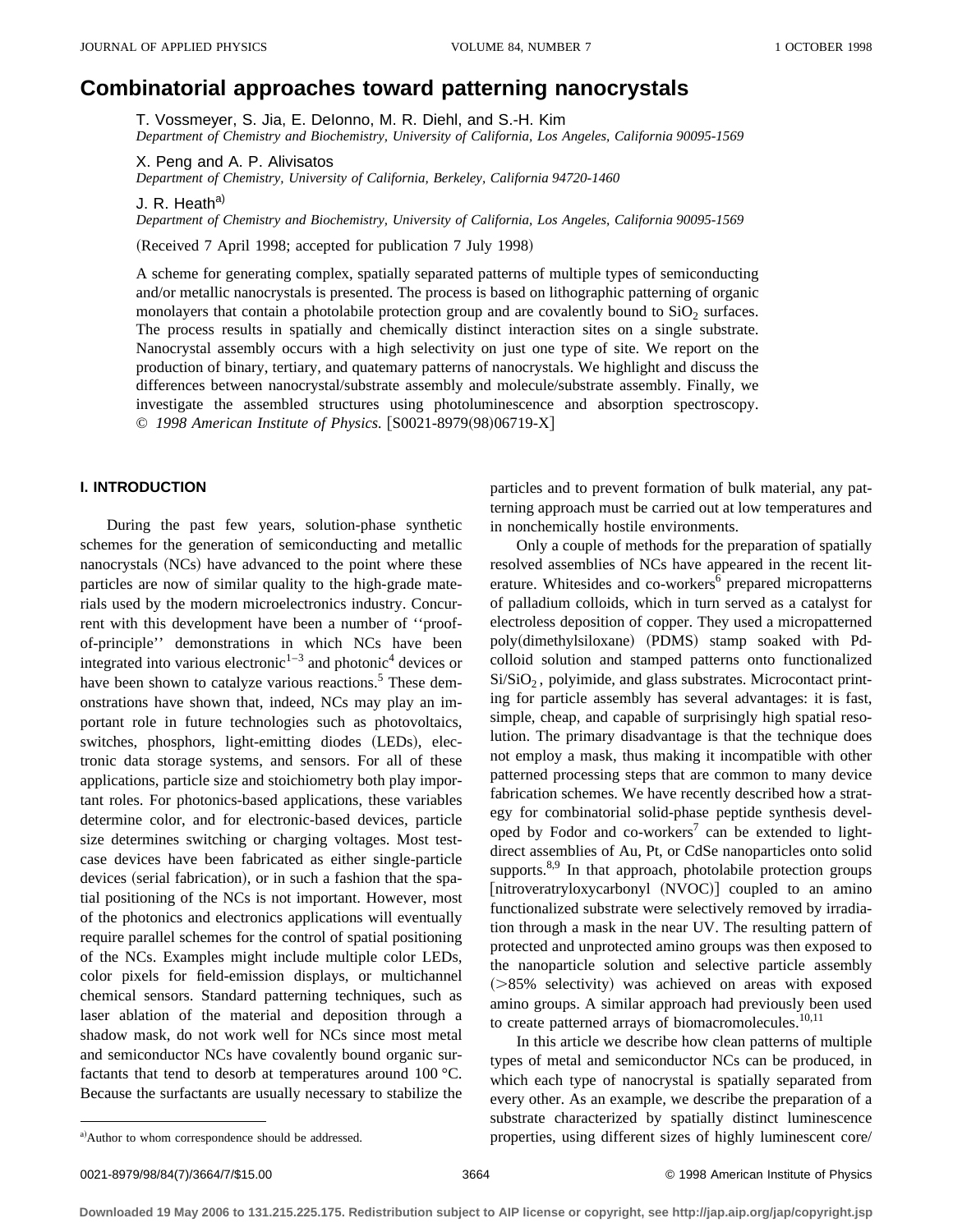# Combinatorial approaches toward patterning nanocrystals

T. Vossmeyer, S. Jia, E. DeIonno, M. R. Diehl, and S.-H. Kim
*Department of Chemistry and Biochemistry, University of California, Los Angeles, California 90095-1569*

X. Peng and A. P. Alivisatos
*Department of Chemistry, University of California, Berkeley, California 94720-1460*

J. R. Heath[a)]
*Department of Chemistry and Biochemistry, University of California, Los Angeles, California 90095-1569*

(Received 7 April 1998; accepted for publication 7 July 1998)

A scheme for generating complex, spatially separated patterns of multiple types of semiconducting and/or metallic nanocrystals is presented. The process is based on lithographic patterning of organic monolayers that contain a photolabile protection group and are covalently bound to $SiO_2$ surfaces. The process results in spatially and chemically distinct interaction sites on a single substrate. Nanocrystal assembly occurs with a high selectivity on just one type of site. We report on the production of binary, tertiary, and quatemary patterns of nanocrystals. We highlight and discuss the differences between nanocrystal/substrate assembly and molecule/substrate assembly. Finally, we investigate the assembled structures using photoluminescence and absorption spectroscopy. © *1998 American Institute of Physics.* [S0021-8979(98)06719-X]

## I. INTRODUCTION

During the past few years, solution-phase synthetic schemes for the generation of semiconducting and metallic nanocrystals (NCs) have advanced to the point where these particles are now of similar quality to the high-grade materials used by the modern microelectronics industry. Concurrent with this development have been a number of ''proof-of-principle'' demonstrations in which NCs have been integrated into various electronic[1–3] and photonic[4] devices or have been shown to catalyze various reactions.[5] These demonstrations have shown that, indeed, NCs may play an important role in future technologies such as photovoltaics, switches, phosphors, light-emitting diodes (LEDs), electronic data storage systems, and sensors. For all of these applications, particle size and stoichiometry both play important roles. For photonics-based applications, these variables determine color, and for electronic-based devices, particle size determines switching or charging voltages. Most test-case devices have been fabricated as either single-particle devices (serial fabrication), or in such a fashion that the spatial positioning of the NCs is not important. However, most of the photonics and electronics applications will eventually require parallel schemes for the control of spatial positioning of the NCs. Examples might include multiple color LEDs, color pixels for field-emission displays, or multichannel chemical sensors. Standard patterning techniques, such as laser ablation of the material and deposition through a shadow mask, do not work well for NCs since most metal and semiconductor NCs have covalently bound organic surfactants that tend to desorb at temperatures around 100 °C. Because the surfactants are usually necessary to stabilize the particles and to prevent formation of bulk material, any patterning approach must be carried out at low temperatures and in nonchemically hostile environments.

Only a couple of methods for the preparation of spatially resolved assemblies of NCs have appeared in the recent literature. Whitesides and co-workers[6] prepared micropatterns of palladium colloids, which in turn served as a catalyst for electroless deposition of copper. They used a micropatterned poly(dimethylsiloxane) (PDMS) stamp soaked with Pd-colloid solution and stamped patterns onto functionalized $Si/SiO_2$, polyimide, and glass substrates. Microcontact printing for particle assembly has several advantages: it is fast, simple, cheap, and capable of surprisingly high spatial resolution. The primary disadvantage is that the technique does not employ a mask, thus making it incompatible with other patterned processing steps that are common to many device fabrication schemes. We have recently described how a strategy for combinatorial solid-phase peptide synthesis developed by Fodor and co-workers[7] can be extended to light-direct assemblies of Au, Pt, or CdSe nanoparticles onto solid supports.[8,9] In that approach, photolabile protection groups [nitroveratryloxycarbonyl (NVOC)] coupled to an amino functionalized substrate were selectively removed by irradiation through a mask in the near UV. The resulting pattern of protected and unprotected amino groups was then exposed to the nanoparticle solution and selective particle assembly (>85% selectivity) was achieved on areas with exposed amino groups. A similar approach had previously been used to create patterned arrays of biomacromolecules.[10,11]

In this article we describe how clean patterns of multiple types of metal and semiconductor NCs can be produced, in which each type of nanocrystal is spatially separated from every other. As an example, we describe the preparation of a substrate characterized by spatially distinct luminescence properties, using different sizes of highly luminescent core/

[a)]Author to whom correspondence should be addressed.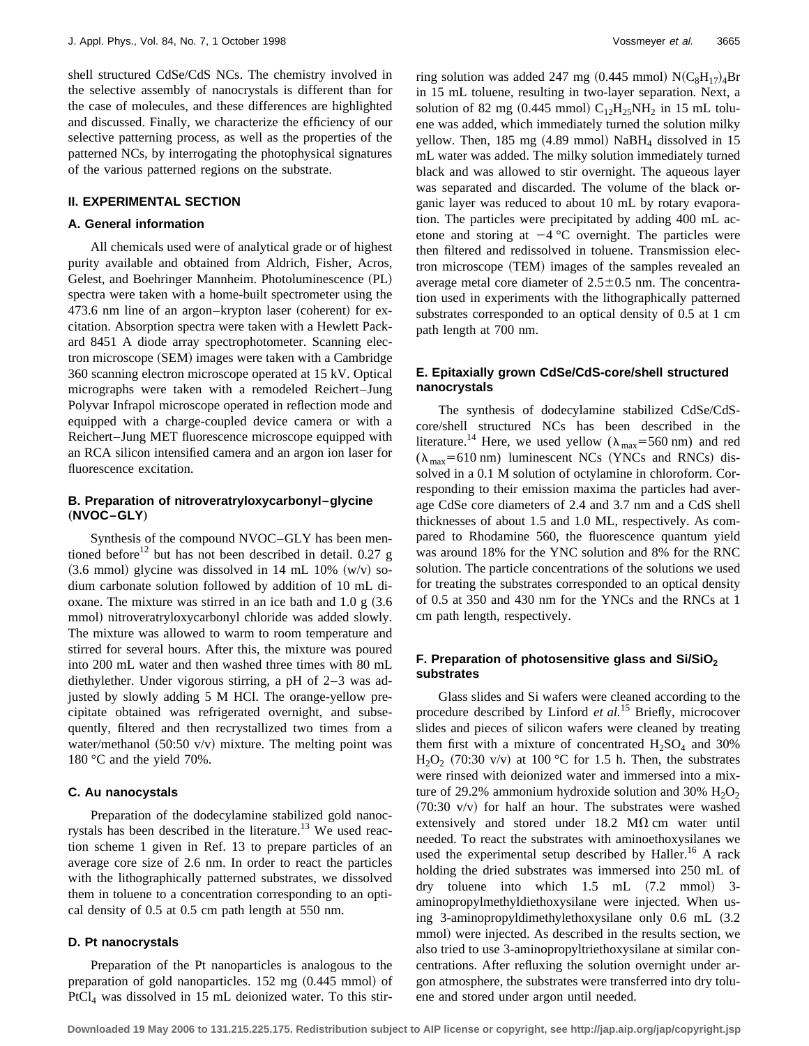shell structured CdSe/CdS NCs. The chemistry involved in the selective assembly of nanocrystals is different than for the case of molecules, and these differences are highlighted and discussed. Finally, we characterize the efficiency of our selective patterning process, as well as the properties of the patterned NCs, by interrogating the photophysical signatures of the various patterned regions on the substrate.

## II. EXPERIMENTAL SECTION

### A. General information

All chemicals used were of analytical grade or of highest purity available and obtained from Aldrich, Fisher, Acros, Gelest, and Boehringer Mannheim. Photoluminescence (PL) spectra were taken with a home-built spectrometer using the 473.6 nm line of an argon–krypton laser (coherent) for excitation. Absorption spectra were taken with a Hewlett Packard 8451 A diode array spectrophotometer. Scanning electron microscope (SEM) images were taken with a Cambridge 360 scanning electron microscope operated at 15 kV. Optical micrographs were taken with a remodeled Reichert–Jung Polyvar Infrapol microscope operated in reflection mode and equipped with a charge-coupled device camera or with a Reichert–Jung MET fluorescence microscope equipped with an RCA silicon intensified camera and an argon ion laser for fluorescence excitation.

### B. Preparation of nitroveratryloxycarbonyl–glycine (NVOC–GLY)

Synthesis of the compound NVOC–GLY has been mentioned before[12] but has not been described in detail. 0.27 g (3.6 mmol) glycine was dissolved in 14 mL 10% (w/v) sodium carbonate solution followed by addition of 10 mL dioxane. The mixture was stirred in an ice bath and 1.0 g (3.6 mmol) nitroveratryloxycarbonyl chloride was added slowly. The mixture was allowed to warm to room temperature and stirred for several hours. After this, the mixture was poured into 200 mL water and then washed three times with 80 mL diethylether. Under vigorous stirring, a pH of 2–3 was adjusted by slowly adding 5 M HCl. The orange-yellow precipitate obtained was refrigerated overnight, and subsequently, filtered and then recrystallized two times from a water/methanol (50:50 v/v) mixture. The melting point was 180 °C and the yield 70%.

### C. Au nanocystals

Preparation of the dodecylamine stabilized gold nanocrystals has been described in the literature.[13] We used reaction scheme 1 given in Ref. 13 to prepare particles of an average core size of 2.6 nm. In order to react the particles with the lithographically patterned substrates, we dissolved them in toluene to a concentration corresponding to an optical density of 0.5 at 0.5 cm path length at 550 nm.

### D. Pt nanocrystals

Preparation of the Pt nanoparticles is analogous to the preparation of gold nanoparticles. 152 mg (0.445 mmol) of $PtCl_4$ was dissolved in 15 mL deionized water. To this stirring solution was added 247 mg (0.445 mmol) $N(C_8H_{17})_4Br$ in 15 mL toluene, resulting in two-layer separation. Next, a solution of 82 mg (0.445 mmol) $C_{12}H_{25}NH_2$ in 15 mL toluene was added, which immediately turned the solution milky yellow. Then, 185 mg (4.89 mmol) $NaBH_4$ dissolved in 15 mL water was added. The milky solution immediately turned black and was allowed to stir overnight. The aqueous layer was separated and discarded. The volume of the black organic layer was reduced to about 10 mL by rotary evaporation. The particles were precipitated by adding 400 mL acetone and storing at −4 °C overnight. The particles were then filtered and redissolved in toluene. Transmission electron microscope (TEM) images of the samples revealed an average metal core diameter of 2.5±0.5 nm. The concentration used in experiments with the lithographically patterned substrates corresponded to an optical density of 0.5 at 1 cm path length at 700 nm.

### E. Epitaxially grown CdSe/CdS-core/shell structured nanocrystals

The synthesis of dodecylamine stabilized CdSe/CdS-core/shell structured NCs has been described in the literature.[14] Here, we used yellow ($\lambda_{max}$=560 nm) and red ($\lambda_{max}$=610 nm) luminescent NCs (YNCs and RNCs) dissolved in a 0.1 M solution of octylamine in chloroform. Corresponding to their emission maxima the particles had average CdSe core diameters of 2.4 and 3.7 nm and a CdS shell thicknesses of about 1.5 and 1.0 ML, respectively. As compared to Rhodamine 560, the fluorescence quantum yield was around 18% for the YNC solution and 8% for the RNC solution. The particle concentrations of the solutions we used for treating the substrates corresponded to an optical density of 0.5 at 350 and 430 nm for the YNCs and the RNCs at 1 cm path length, respectively.

### F. Preparation of photosensitive glass and Si/$SiO_2$ substrates

Glass slides and Si wafers were cleaned according to the procedure described by Linford *et al.*[15] Briefly, microcover slides and pieces of silicon wafers were cleaned by treating them first with a mixture of concentrated $H_2SO_4$ and 30% $H_2O_2$ (70:30 v/v) at 100 °C for 1.5 h. Then, the substrates were rinsed with deionized water and immersed into a mixture of 29.2% ammonium hydroxide solution and 30% $H_2O_2$ (70:30 v/v) for half an hour. The substrates were washed extensively and stored under 18.2 MΩ cm water until needed. To react the substrates with aminoethoxysilanes we used the experimental setup described by Haller.[16] A rack holding the dried substrates was immersed into 250 mL of dry toluene into which 1.5 mL (7.2 mmol) 3-aminopropylmethyldiethoxysilane were injected. When using 3-aminopropyldimethylethoxysilane only 0.6 mL (3.2 mmol) were injected. As described in the results section, we also tried to use 3-aminopropyltriethoxysilane at similar concentrations. After refluxing the solution overnight under argon atmosphere, the substrates were transferred into dry toluene and stored under argon until needed.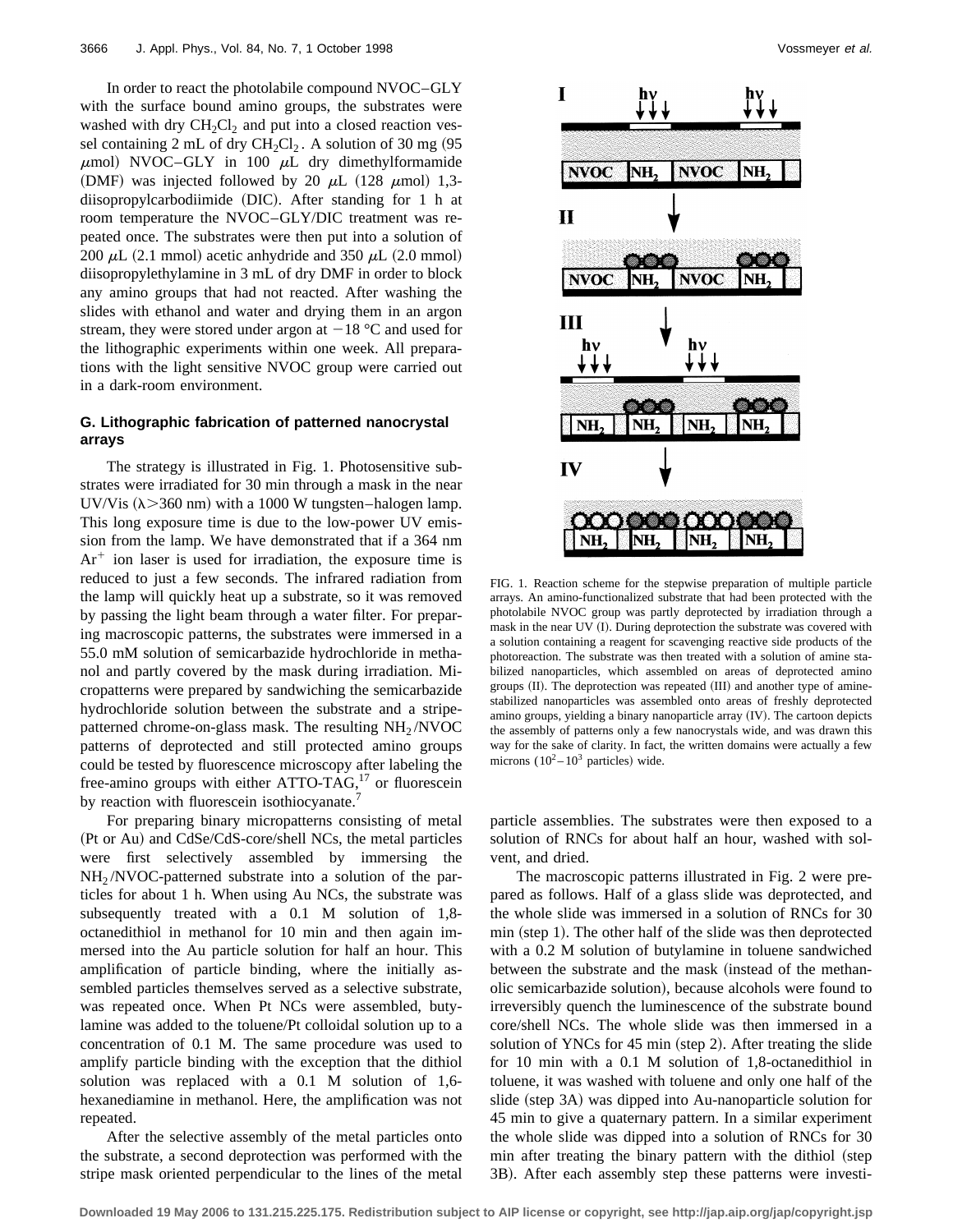In order to react the photolabile compound NVOC–GLY with the surface bound amino groups, the substrates were washed with dry $CH_2Cl_2$ and put into a closed reaction vessel containing 2 mL of dry $CH_2Cl_2$. A solution of 30 mg (95 $\mu$mol) NVOC–GLY in 100 $\mu$L dry dimethylformamide (DMF) was injected followed by 20 $\mu$L (128 $\mu$mol) 1,3-diisopropylcarbodiimide (DIC). After standing for 1 h at room temperature the NVOC–GLY/DIC treatment was repeated once. The substrates were then put into a solution of 200 $\mu$L (2.1 mmol) acetic anhydride and 350 $\mu$L (2.0 mmol) diisopropylethylamine in 3 mL of dry DMF in order to block any amino groups that had not reacted. After washing the slides with ethanol and water and drying them in an argon stream, they were stored under argon at −18 °C and used for the lithographic experiments within one week. All preparations with the light sensitive NVOC group were carried out in a dark-room environment.

### G. Lithographic fabrication of patterned nanocrystal arrays

The strategy is illustrated in Fig. 1. Photosensitive substrates were irradiated for 30 min through a mask in the near UV/Vis ($\lambda > 360$ nm) with a 1000 W tungsten–halogen lamp. This long exposure time is due to the low-power UV emission from the lamp. We have demonstrated that if a 364 nm $Ar^+$ ion laser is used for irradiation, the exposure time is reduced to just a few seconds. The infrared radiation from the lamp will quickly heat up a substrate, so it was removed by passing the light beam through a water filter. For preparing macroscopic patterns, the substrates were immersed in a 55.0 mM solution of semicarbazide hydrochloride in methanol and partly covered by the mask during irradiation. Micropatterns were prepared by sandwiching the semicarbazide hydrochloride solution between the substrate and a stripe-patterned chrome-on-glass mask. The resulting $NH_2$/NVOC patterns of deprotected and still protected amino groups could be tested by fluorescence microscopy after labeling the free-amino groups with either ATTO-TAG,[17] or fluorescein by reaction with fluorescein isothiocyanate.[7]

For preparing binary micropatterns consisting of metal (Pt or Au) and CdSe/CdS-core/shell NCs, the metal particles were first selectively assembled by immersing the $NH_2$/NVOC-patterned substrate into a solution of the particles for about 1 h. When using Au NCs, the substrate was subsequently treated with a 0.1 M solution of 1,8-octanedithiol in methanol for 10 min and then again immersed into the Au particle solution for half an hour. This amplification of particle binding, where the initially assembled particles themselves served as a selective substrate, was repeated once. When Pt NCs were assembled, butylamine was added to the toluene/Pt colloidal solution up to a concentration of 0.1 M. The same procedure was used to amplify particle binding with the exception that the dithiol solution was replaced with a 0.1 M solution of 1,6-hexanediamine in methanol. Here, the amplification was not repeated.

After the selective assembly of the metal particles onto the substrate, a second deprotection was performed with the stripe mask oriented perpendicular to the lines of the metal particle assemblies. The substrates were then exposed to a solution of RNCs for about half an hour, washed with solvent, and dried.

FIG. 1. Reaction scheme for the stepwise preparation of multiple particle arrays. An amino-functionalized substrate that had been protected with the photolabile NVOC group was partly deprotected by irradiation through a mask in the near UV (I). During deprotection the substrate was covered with a solution containing a reagent for scavenging reactive side products of the photoreaction. The substrate was then treated with a solution of amine stabilized nanoparticles, which assembled on areas of deprotected amino groups (II). The deprotection was repeated (III) and another type of amine-stabilized nanoparticles was assembled onto areas of freshly deprotected amino groups, yielding a binary nanoparticle array (IV). The cartoon depicts the assembly of patterns only a few nanocrystals wide, and was drawn this way for the sake of clarity. In fact, the written domains were actually a few microns ($10^2$–$10^3$ particles) wide.

The macroscopic patterns illustrated in Fig. 2 were prepared as follows. Half of a glass slide was deprotected, and the whole slide was immersed in a solution of RNCs for 30 min (step 1). The other half of the slide was then deprotected with a 0.2 M solution of butylamine in toluene sandwiched between the substrate and the mask (instead of the methanolic semicarbazide solution), because alcohols were found to irreversibly quench the luminescence of the substrate bound core/shell NCs. The whole slide was then immersed in a solution of YNCs for 45 min (step 2). After treating the slide for 10 min with a 0.1 M solution of 1,8-octanedithiol in toluene, it was washed with toluene and only one half of the slide (step 3A) was dipped into Au-nanoparticle solution for 45 min to give a quaternary pattern. In a similar experiment the whole slide was dipped into a solution of RNCs for 30 min after treating the binary pattern with the dithiol (step 3B). After each assembly step these patterns were investi-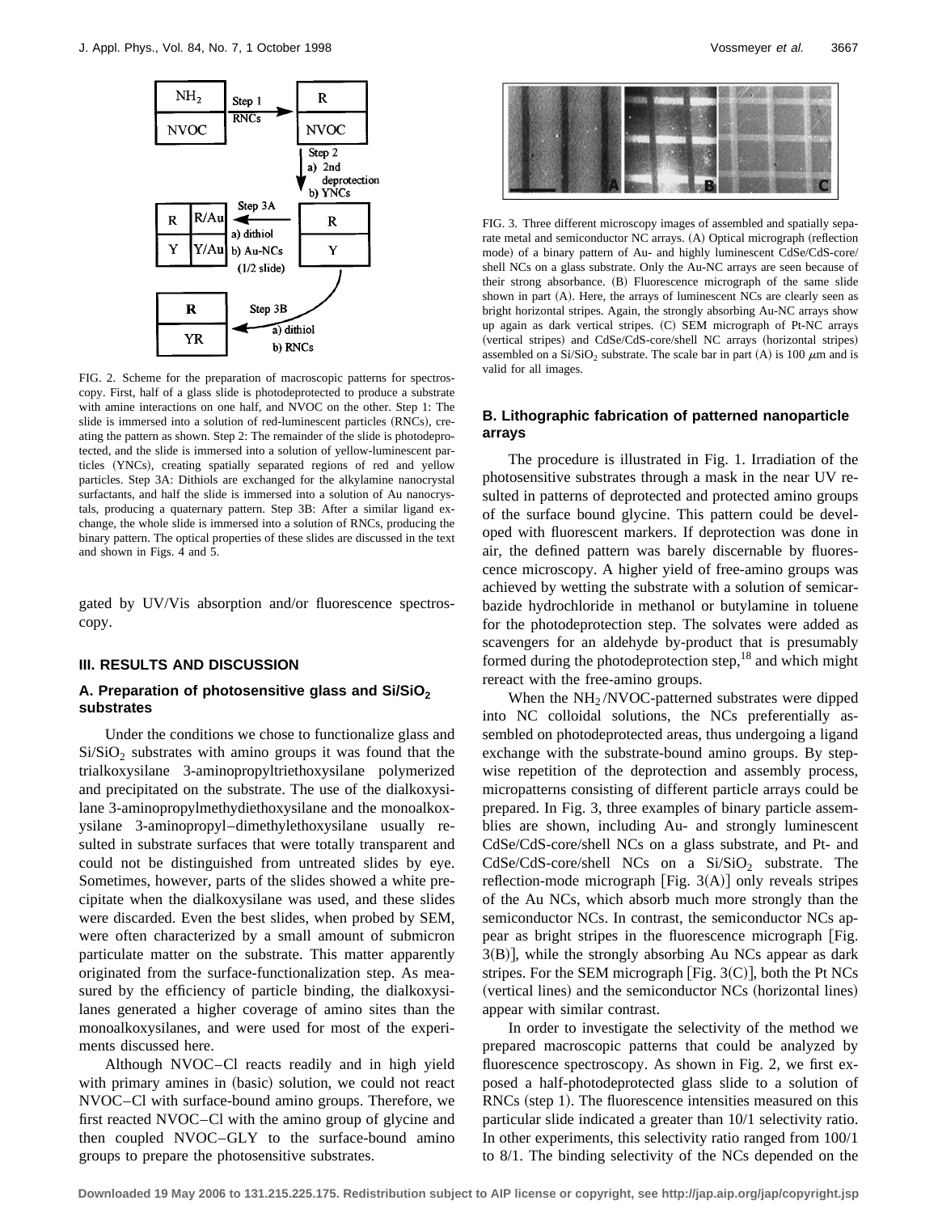FIG. 2. Scheme for the preparation of macroscopic patterns for spectroscopy. First, half of a glass slide is photodeprotected to produce a substrate with amine interactions on one half, and NVOC on the other. Step 1: The slide is immersed into a solution of red-luminescent particles (RNCs), creating the pattern as shown. Step 2: The remainder of the slide is photodeprotected, and the slide is immersed into a solution of yellow-luminescent particles (YNCs), creating spatially separated regions of red and yellow particles. Step 3A: Dithiols are exchanged for the alkylamine nanocrystal surfactants, and half the slide is immersed into a solution of Au nanocrystals, producing a quaternary pattern. Step 3B: After a similar ligand exchange, the whole slide is immersed into a solution of RNCs, producing the binary pattern. The optical properties of these slides are discussed in the text and shown in Figs. 4 and 5.

gated by UV/Vis absorption and/or fluorescence spectroscopy.

## III. RESULTS AND DISCUSSION

### A. Preparation of photosensitive glass and $Si/SiO_2$ substrates

Under the conditions we chose to functionalize glass and $Si/SiO_2$ substrates with amino groups it was found that the trialkoxysilane 3-aminopropyltriethoxysilane polymerized and precipitated on the substrate. The use of the dialkoxysilane 3-aminopropylmethydiethoxysilane and the monoalkoxysilane 3-aminopropyl–dimethylethoxysilane usually resulted in substrate surfaces that were totally transparent and could not be distinguished from untreated slides by eye. Sometimes, however, parts of the slides showed a white precipitate when the dialkoxysilane was used, and these slides were discarded. Even the best slides, when probed by SEM, were often characterized by a small amount of submicron particulate matter on the substrate. This matter apparently originated from the surface-functionalization step. As measured by the efficiency of particle binding, the dialkoxysilanes generated a higher coverage of amino sites than the monoalkoxysilanes, and were used for most of the experiments discussed here.

Although NVOC–Cl reacts readily and in high yield with primary amines in (basic) solution, we could not react NVOC–Cl with surface-bound amino groups. Therefore, we first reacted NVOC–Cl with the amino group of glycine and then coupled NVOC–GLY to the surface-bound amino groups to prepare the photosensitive substrates.

FIG. 3. Three different microscopy images of assembled and spatially separate metal and semiconductor NC arrays. (A) Optical micrograph (reflection mode) of a binary pattern of Au- and highly luminescent CdSe/CdS-core/shell NCs on a glass substrate. Only the Au-NC arrays are seen because of their strong absorbance. (B) Fluorescence micrograph of the same slide shown in part (A). Here, the arrays of luminescent NCs are clearly seen as bright horizontal stripes. Again, the strongly absorbing Au-NC arrays show up again as dark vertical stripes. (C) SEM micrograph of Pt-NC arrays (vertical stripes) and CdSe/CdS-core/shell NC arrays (horizontal stripes) assembled on a $Si/SiO_2$ substrate. The scale bar in part (A) is 100 $\mu$m and is valid for all images.

### B. Lithographic fabrication of patterned nanoparticle arrays

The procedure is illustrated in Fig. 1. Irradiation of the photosensitive substrates through a mask in the near UV resulted in patterns of deprotected and protected amino groups of the surface bound glycine. This pattern could be developed with fluorescent markers. If deprotection was done in air, the defined pattern was barely discernable by fluorescence microscopy. A higher yield of free-amino groups was achieved by wetting the substrate with a solution of semicarbazide hydrochloride in methanol or butylamine in toluene for the photodeprotection step. The solvates were added as scavengers for an aldehyde by-product that is presumably formed during the photodeprotection step,[18] and which might rereact with the free-amino groups.

When the $NH_2$/NVOC-patterned substrates were dipped into NC colloidal solutions, the NCs preferentially assembled on photodeprotected areas, thus undergoing a ligand exchange with the substrate-bound amino groups. By stepwise repetition of the deprotection and assembly process, micropatterns consisting of different particle arrays could be prepared. In Fig. 3, three examples of binary particle assemblies are shown, including Au- and strongly luminescent CdSe/CdS-core/shell NCs on a glass substrate, and Pt- and CdSe/CdS-core/shell NCs on a $Si/SiO_2$ substrate. The reflection-mode micrograph [Fig. 3(A)] only reveals stripes of the Au NCs, which absorb much more strongly than the semiconductor NCs. In contrast, the semiconductor NCs appear as bright stripes in the fluorescence micrograph [Fig. 3(B)], while the strongly absorbing Au NCs appear as dark stripes. For the SEM micrograph [Fig. 3(C)], both the Pt NCs (vertical lines) and the semiconductor NCs (horizontal lines) appear with similar contrast.

In order to investigate the selectivity of the method we prepared macroscopic patterns that could be analyzed by fluorescence spectroscopy. As shown in Fig. 2, we first exposed a half-photodeprotected glass slide to a solution of RNCs (step 1). The fluorescence intensities measured on this particular slide indicated a greater than 10/1 selectivity ratio. In other experiments, this selectivity ratio ranged from 100/1 to 8/1. The binding selectivity of the NCs depended on the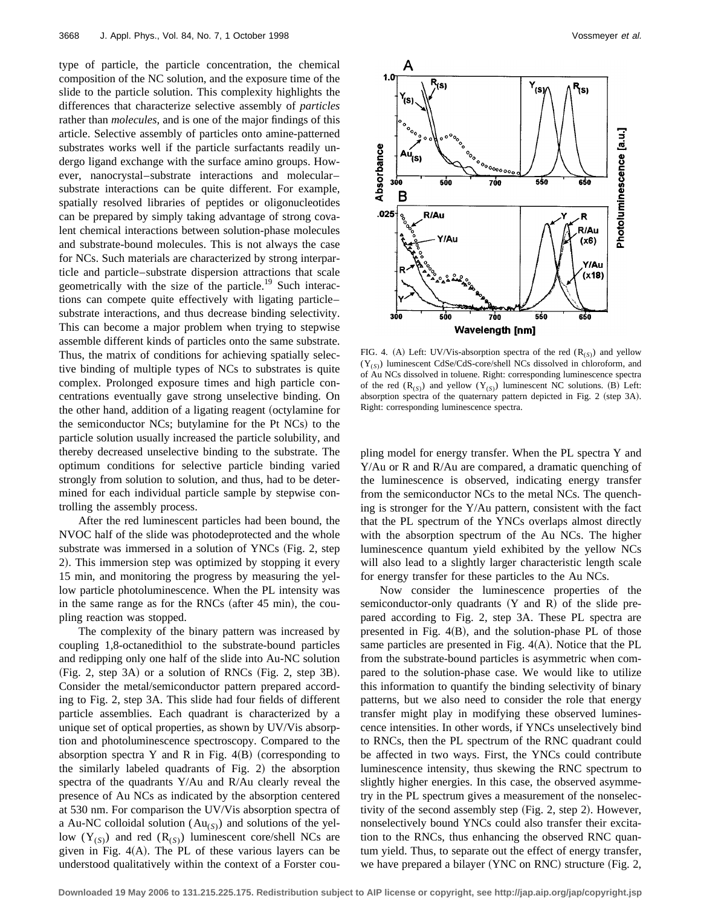type of particle, the particle concentration, the chemical composition of the NC solution, and the exposure time of the slide to the particle solution. This complexity highlights the differences that characterize selective assembly of *particles* rather than *molecules*, and is one of the major findings of this article. Selective assembly of particles onto amine-patterned substrates works well if the particle surfactants readily undergo ligand exchange with the surface amino groups. However, nanocrystal–substrate interactions and molecular–substrate interactions can be quite different. For example, spatially resolved libraries of peptides or oligonucleotides can be prepared by simply taking advantage of strong covalent chemical interactions between solution-phase molecules and substrate-bound molecules. This is not always the case for NCs. Such materials are characterized by strong interparticle and particle–substrate dispersion attractions that scale geometrically with the size of the particle.[19] Such interactions can compete quite effectively with ligating particle–substrate interactions, and thus decrease binding selectivity. This can become a major problem when trying to stepwise assemble different kinds of particles onto the same substrate. Thus, the matrix of conditions for achieving spatially selective binding of multiple types of NCs to substrates is quite complex. Prolonged exposure times and high particle concentrations eventually gave strong unselective binding. On the other hand, addition of a ligating reagent (octylamine for the semiconductor NCs; butylamine for the Pt NCs) to the particle solution usually increased the particle solubility, and thereby decreased unselective binding to the substrate. The optimum conditions for selective particle binding varied strongly from solution to solution, and thus, had to be determined for each individual particle sample by stepwise controlling the assembly process.

After the red luminescent particles had been bound, the NVOC half of the slide was photodeprotected and the whole substrate was immersed in a solution of YNCs (Fig. 2, step 2). This immersion step was optimized by stopping it every 15 min, and monitoring the progress by measuring the yellow particle photoluminescence. When the PL intensity was in the same range as for the RNCs (after 45 min), the coupling reaction was stopped.

The complexity of the binary pattern was increased by coupling 1,8-octanedithiol to the substrate-bound particles and redipping only one half of the slide into Au-NC solution (Fig. 2, step 3A) or a solution of RNCs (Fig. 2, step 3B). Consider the metal/semiconductor pattern prepared according to Fig. 2, step 3A. This slide had four fields of different particle assemblies. Each quadrant is characterized by a unique set of optical properties, as shown by UV/Vis absorption and photoluminescence spectroscopy. Compared to the absorption spectra Y and R in Fig. 4(B) (corresponding to the similarly labeled quadrants of Fig. 2) the absorption spectra of the quadrants Y/Au and R/Au clearly reveal the presence of Au NCs as indicated by the absorption centered at 530 nm. For comparison the UV/Vis absorption spectra of a Au-NC colloidal solution ($Au_{(S)}$) and solutions of the yellow ($Y_{(S)}$) and red ($R_{(S)}$) luminescent core/shell NCs are given in Fig. 4(A). The PL of these various layers can be understood qualitatively within the context of a Forster coupling model for energy transfer. When the PL spectra Y and Y/Au or R and R/Au are compared, a dramatic quenching of the luminescence is observed, indicating energy transfer from the semiconductor NCs to the metal NCs. The quenching is stronger for the Y/Au pattern, consistent with the fact that the PL spectrum of the YNCs overlaps almost directly with the absorption spectrum of the Au NCs. The higher luminescence quantum yield exhibited by the yellow NCs will also lead to a slightly larger characteristic length scale for energy transfer for these particles to the Au NCs.

FIG. 4. (A) Left: UV/Vis-absorption spectra of the red ($R_{(S)}$) and yellow ($Y_{(S)}$) luminescent CdSe/CdS-core/shell NCs dissolved in chloroform, and of Au NCs dissolved in toluene. Right: corresponding luminescence spectra of the red ($R_{(S)}$) and yellow ($Y_{(S)}$) luminescent NC solutions. (B) Left: absorption spectra of the quaternary pattern depicted in Fig. 2 (step 3A). Right: corresponding luminescence spectra.

Now consider the luminescence properties of the semiconductor-only quadrants (Y and R) of the slide prepared according to Fig. 2, step 3A. These PL spectra are presented in Fig. 4(B), and the solution-phase PL of those same particles are presented in Fig. 4(A). Notice that the PL from the substrate-bound particles is asymmetric when compared to the solution-phase case. We would like to utilize this information to quantify the binding selectivity of binary patterns, but we also need to consider the role that energy transfer might play in modifying these observed luminescence intensities. In other words, if YNCs unselectively bind to RNCs, then the PL spectrum of the RNC quadrant could be affected in two ways. First, the YNCs could contribute luminescence intensity, thus skewing the RNC spectrum to slightly higher energies. In this case, the observed asymmetry in the PL spectrum gives a measurement of the nonselectivity of the second assembly step (Fig. 2, step 2). However, nonselectively bound YNCs could also transfer their excitation to the RNCs, thus enhancing the observed RNC quantum yield. Thus, to separate out the effect of energy transfer, we have prepared a bilayer (YNC on RNC) structure (Fig. 2,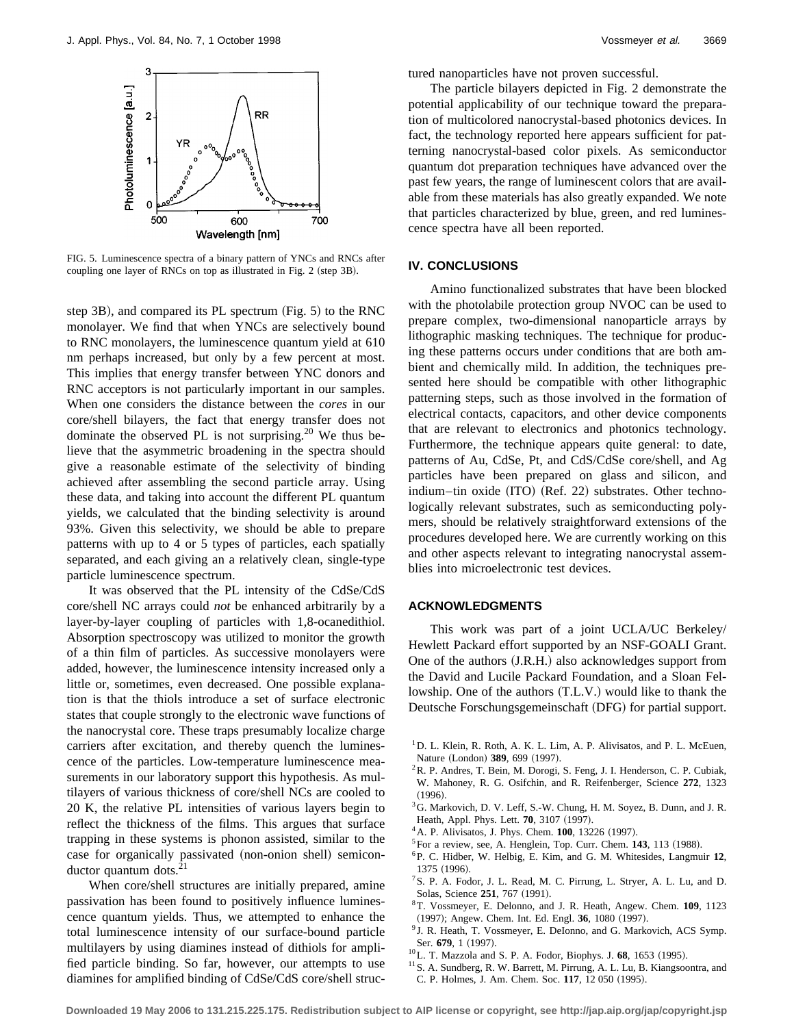FIG. 5. Luminescence spectra of a binary pattern of YNCs and RNCs after coupling one layer of RNCs on top as illustrated in Fig. 2 (step 3B).

step 3B), and compared its PL spectrum (Fig. 5) to the RNC monolayer. We find that when YNCs are selectively bound to RNC monolayers, the luminescence quantum yield at 610 nm perhaps increased, but only by a few percent at most. This implies that energy transfer between YNC donors and RNC acceptors is not particularly important in our samples. When one considers the distance between the *cores* in our core/shell bilayers, the fact that energy transfer does not dominate the observed PL is not surprising.[20] We thus believe that the asymmetric broadening in the spectra should give a reasonable estimate of the selectivity of binding achieved after assembling the second particle array. Using these data, and taking into account the different PL quantum yields, we calculated that the binding selectivity is around 93%. Given this selectivity, we should be able to prepare patterns with up to 4 or 5 types of particles, each spatially separated, and each giving an a relatively clean, single-type particle luminescence spectrum.

It was observed that the PL intensity of the CdSe/CdS core/shell NC arrays could *not* be enhanced arbitrarily by a layer-by-layer coupling of particles with 1,8-ocanedithiol. Absorption spectroscopy was utilized to monitor the growth of a thin film of particles. As successive monolayers were added, however, the luminescence intensity increased only a little or, sometimes, even decreased. One possible explanation is that the thiols introduce a set of surface electronic states that couple strongly to the electronic wave functions of the nanocrystal core. These traps presumably localize charge carriers after excitation, and thereby quench the luminescence of the particles. Low-temperature luminescence measurements in our laboratory support this hypothesis. As multilayers of various thickness of core/shell NCs are cooled to 20 K, the relative PL intensities of various layers begin to reflect the thickness of the films. This argues that surface trapping in these systems is phonon assisted, similar to the case for organically passivated (non-onion shell) semiconductor quantum dots.[21]

When core/shell structures are initially prepared, amine passivation has been found to positively influence luminescence quantum yields. Thus, we attempted to enhance the total luminescence intensity of our surface-bound particle multilayers by using diamines instead of dithiols for amplified particle binding. So far, however, our attempts to use diamines for amplified binding of CdSe/CdS core/shell structured nanoparticles have not proven successful.

The particle bilayers depicted in Fig. 2 demonstrate the potential applicability of our technique toward the preparation of multicolored nanocrystal-based photonics devices. In fact, the technology reported here appears sufficient for patterning nanocrystal-based color pixels. As semiconductor quantum dot preparation techniques have advanced over the past few years, the range of luminescent colors that are available from these materials has also greatly expanded. We note that particles characterized by blue, green, and red luminescence spectra have all been reported.

## IV. CONCLUSIONS

Amino functionalized substrates that have been blocked with the photolabile protection group NVOC can be used to prepare complex, two-dimensional nanoparticle arrays by lithographic masking techniques. The technique for producing these patterns occurs under conditions that are both ambient and chemically mild. In addition, the techniques presented here should be compatible with other lithographic patterning steps, such as those involved in the formation of electrical contacts, capacitors, and other device components that are relevant to electronics and photonics technology. Furthermore, the technique appears quite general: to date, patterns of Au, CdSe, Pt, and CdS/CdSe core/shell, and Ag particles have been prepared on glass and silicon, and indium–tin oxide (ITO) (Ref. 22) substrates. Other technologically relevant substrates, such as semiconducting polymers, should be relatively straightforward extensions of the procedures developed here. We are currently working on this and other aspects relevant to integrating nanocrystal assemblies into microelectronic test devices.

## ACKNOWLEDGMENTS

This work was part of a joint UCLA/UC Berkeley/Hewlett Packard effort supported by an NSF-GOALI Grant. One of the authors (J.R.H.) also acknowledges support from the David and Lucile Packard Foundation, and a Sloan Fellowship. One of the authors (T.L.V.) would like to thank the Deutsche Forschungsgemeinschaft (DFG) for partial support.

[1] D. L. Klein, R. Roth, A. K. L. Lim, A. P. Alivisatos, and P. L. McEuen, Nature (London) **389**, 699 (1997).
[2] R. P. Andres, T. Bein, M. Dorogi, S. Feng, J. I. Henderson, C. P. Cubiak, W. Mahoney, R. G. Osifchin, and R. Reifenberger, Science **272**, 1323 (1996).
[3] G. Markovich, D. V. Leff, S.-W. Chung, H. M. Soyez, B. Dunn, and J. R. Heath, Appl. Phys. Lett. **70**, 3107 (1997).
[4] A. P. Alivisatos, J. Phys. Chem. **100**, 13226 (1997).
[5] For a review, see, A. Henglein, Top. Curr. Chem. **143**, 113 (1988).
[6] P. C. Hidber, W. Helbig, E. Kim, and G. M. Whitesides, Langmuir **12**, 1375 (1996).
[7] S. P. A. Fodor, J. L. Read, M. C. Pirrung, L. Stryer, A. L. Lu, and D. Solas, Science **251**, 767 (1991).
[8] T. Vossmeyer, E. Delonno, and J. R. Heath, Angew. Chem. **109**, 1123 (1997); Angew. Chem. Int. Ed. Engl. **36**, 1080 (1997).
[9] J. R. Heath, T. Vossmeyer, E. DeIonno, and G. Markovich, ACS Symp. Ser. **679**, 1 (1997).
[10] L. T. Mazzola and S. P. A. Fodor, Biophys. J. **68**, 1653 (1995).
[11] S. A. Sundberg, R. W. Barrett, M. Pirrung, A. L. Lu, B. Kiangsoontra, and C. P. Holmes, J. Am. Chem. Soc. **117**, 12 050 (1995).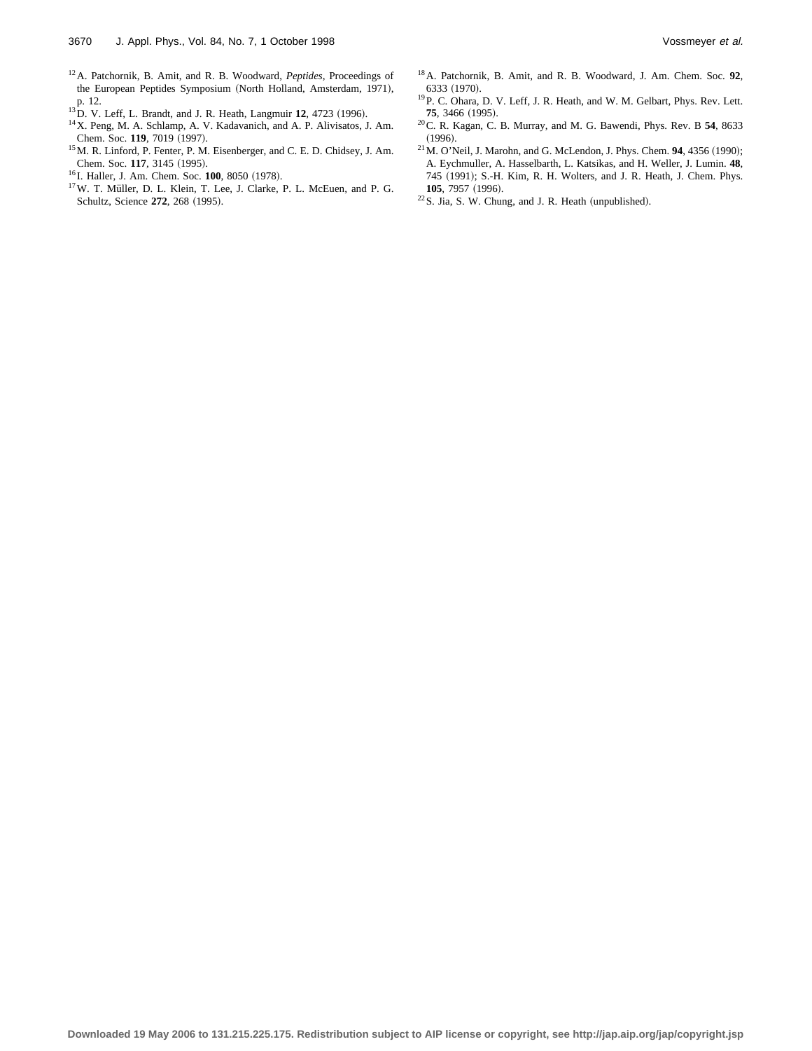[12] A. Patchornik, B. Amit, and R. B. Woodward, *Peptides*, Proceedings of the European Peptides Symposium (North Holland, Amsterdam, 1971), p. 12.

[13] D. V. Leff, L. Brandt, and J. R. Heath, Langmuir **12**, 4723 (1996).

[14] X. Peng, M. A. Schlamp, A. V. Kadavanich, and A. P. Alivisatos, J. Am. Chem. Soc. **119**, 7019 (1997).

[15] M. R. Linford, P. Fenter, P. M. Eisenberger, and C. E. D. Chidsey, J. Am. Chem. Soc. **117**, 3145 (1995).

[16] I. Haller, J. Am. Chem. Soc. **100**, 8050 (1978).

[17] W. T. Müller, D. L. Klein, T. Lee, J. Clarke, P. L. McEuen, and P. G. Schultz, Science **272**, 268 (1995).

[18] A. Patchornik, B. Amit, and R. B. Woodward, J. Am. Chem. Soc. **92**, 6333 (1970).

[19] P. C. Ohara, D. V. Leff, J. R. Heath, and W. M. Gelbart, Phys. Rev. Lett. **75**, 3466 (1995).

[20] C. R. Kagan, C. B. Murray, and M. G. Bawendi, Phys. Rev. B **54**, 8633 (1996).

[21] M. O'Neil, J. Marohn, and G. McLendon, J. Phys. Chem. **94**, 4356 (1990); A. Eychmuller, A. Hasselbarth, L. Katsikas, and H. Weller, J. Lumin. **48**, 745 (1991); S.-H. Kim, R. H. Wolters, and J. R. Heath, J. Chem. Phys. **105**, 7957 (1996).

[22] S. Jia, S. W. Chung, and J. R. Heath (unpublished).